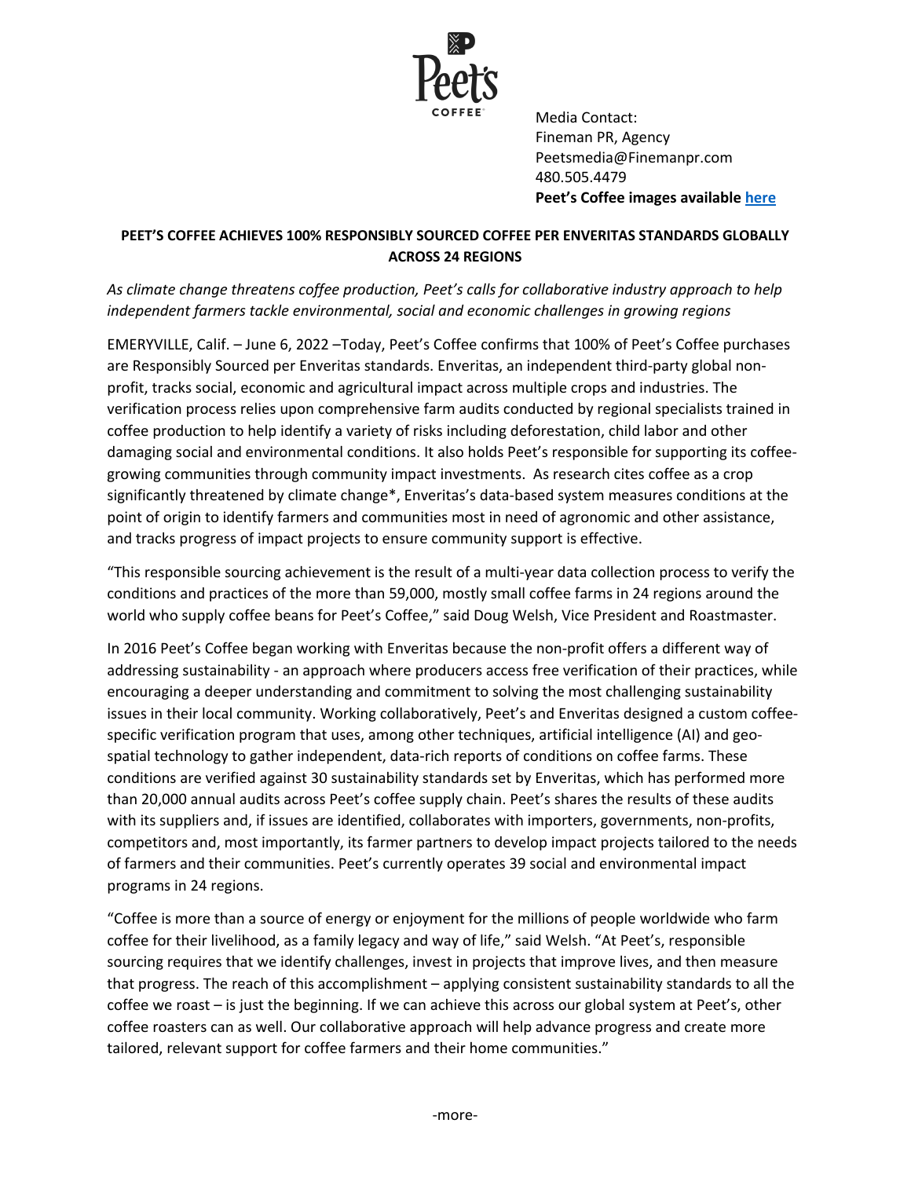Media Contact:
Fineman PR, Agency
Peetsmedia@Finemanpr.com
480.505.4479
**Peet's Coffee images available here**

**PEET'S COFFEE ACHIEVES 100% RESPONSIBLY SOURCED COFFEE PER ENVERITAS STANDARDS GLOBALLY ACROSS 24 REGIONS**

*As climate change threatens coffee production, Peet's calls for collaborative industry approach to help independent farmers tackle environmental, social and economic challenges in growing regions*

EMERYVILLE, Calif. – June 6, 2022 –Today, Peet's Coffee confirms that 100% of Peet's Coffee purchases are Responsibly Sourced per Enveritas standards. Enveritas, an independent third-party global non-profit, tracks social, economic and agricultural impact across multiple crops and industries. The verification process relies upon comprehensive farm audits conducted by regional specialists trained in coffee production to help identify a variety of risks including deforestation, child labor and other damaging social and environmental conditions. It also holds Peet's responsible for supporting its coffee-growing communities through community impact investments. As research cites coffee as a crop significantly threatened by climate change*, Enveritas's data-based system measures conditions at the point of origin to identify farmers and communities most in need of agronomic and other assistance, and tracks progress of impact projects to ensure community support is effective.

"This responsible sourcing achievement is the result of a multi-year data collection process to verify the conditions and practices of the more than 59,000, mostly small coffee farms in 24 regions around the world who supply coffee beans for Peet's Coffee," said Doug Welsh, Vice President and Roastmaster.

In 2016 Peet's Coffee began working with Enveritas because the non-profit offers a different way of addressing sustainability - an approach where producers access free verification of their practices, while encouraging a deeper understanding and commitment to solving the most challenging sustainability issues in their local community. Working collaboratively, Peet's and Enveritas designed a custom coffee-specific verification program that uses, among other techniques, artificial intelligence (AI) and geo-spatial technology to gather independent, data-rich reports of conditions on coffee farms. These conditions are verified against 30 sustainability standards set by Enveritas, which has performed more than 20,000 annual audits across Peet's coffee supply chain. Peet's shares the results of these audits with its suppliers and, if issues are identified, collaborates with importers, governments, non-profits, competitors and, most importantly, its farmer partners to develop impact projects tailored to the needs of farmers and their communities. Peet's currently operates 39 social and environmental impact programs in 24 regions.

"Coffee is more than a source of energy or enjoyment for the millions of people worldwide who farm coffee for their livelihood, as a family legacy and way of life," said Welsh. "At Peet's, responsible sourcing requires that we identify challenges, invest in projects that improve lives, and then measure that progress. The reach of this accomplishment – applying consistent sustainability standards to all the coffee we roast – is just the beginning. If we can achieve this across our global system at Peet's, other coffee roasters can as well. Our collaborative approach will help advance progress and create more tailored, relevant support for coffee farmers and their home communities."

-more-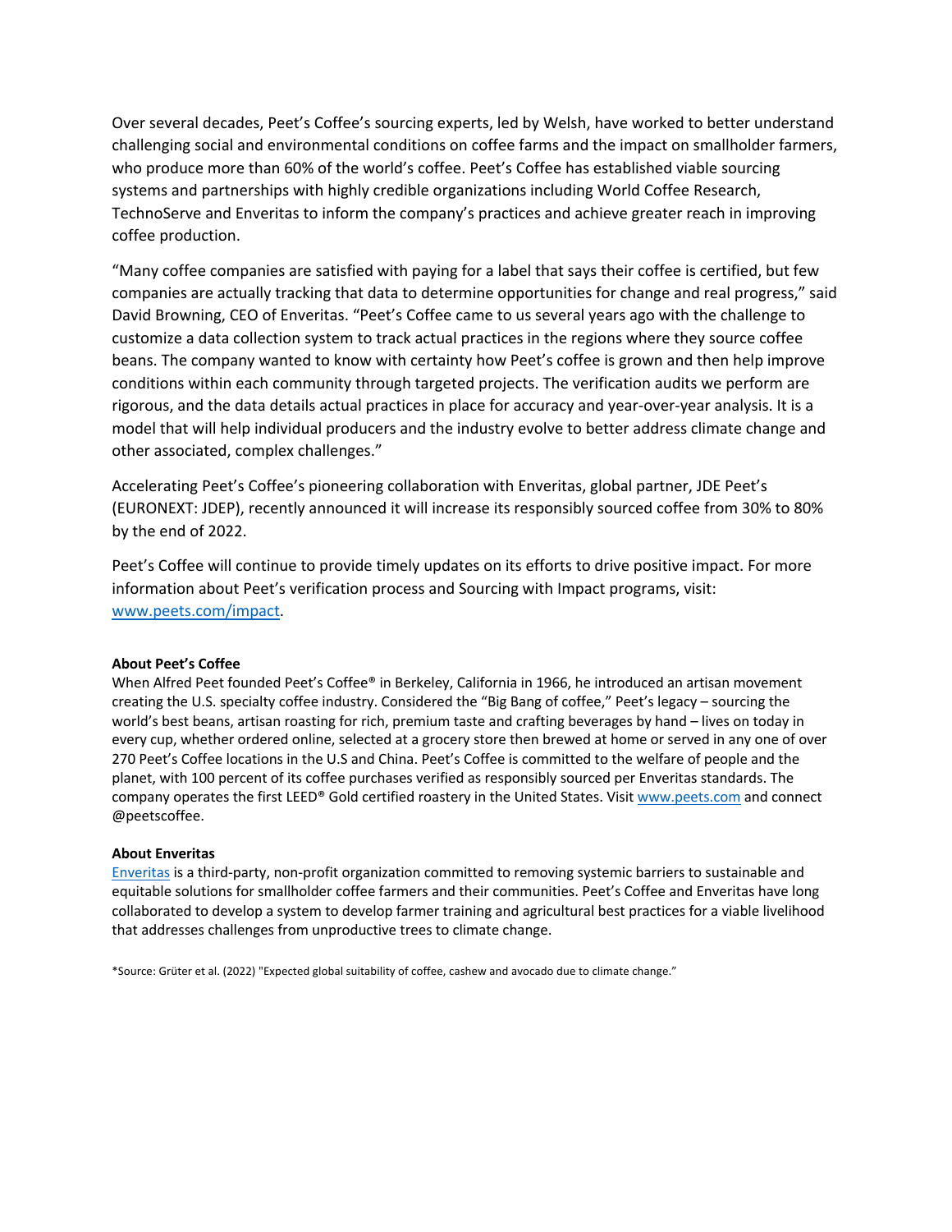Over several decades, Peet's Coffee's sourcing experts, led by Welsh, have worked to better understand challenging social and environmental conditions on coffee farms and the impact on smallholder farmers, who produce more than 60% of the world's coffee. Peet's Coffee has established viable sourcing systems and partnerships with highly credible organizations including World Coffee Research, TechnoServe and Enveritas to inform the company's practices and achieve greater reach in improving coffee production.

"Many coffee companies are satisfied with paying for a label that says their coffee is certified, but few companies are actually tracking that data to determine opportunities for change and real progress," said David Browning, CEO of Enveritas. "Peet's Coffee came to us several years ago with the challenge to customize a data collection system to track actual practices in the regions where they source coffee beans. The company wanted to know with certainty how Peet's coffee is grown and then help improve conditions within each community through targeted projects. The verification audits we perform are rigorous, and the data details actual practices in place for accuracy and year-over-year analysis. It is a model that will help individual producers and the industry evolve to better address climate change and other associated, complex challenges."

Accelerating Peet's Coffee's pioneering collaboration with Enveritas, global partner, JDE Peet's (EURONEXT: JDEP), recently announced it will increase its responsibly sourced coffee from 30% to 80% by the end of 2022.

Peet's Coffee will continue to provide timely updates on its efforts to drive positive impact. For more information about Peet's verification process and Sourcing with Impact programs, visit: [www.peets.com/impact](www.peets.com/impact).

**About Peet's Coffee**
When Alfred Peet founded Peet's Coffee® in Berkeley, California in 1966, he introduced an artisan movement creating the U.S. specialty coffee industry. Considered the "Big Bang of coffee," Peet's legacy – sourcing the world's best beans, artisan roasting for rich, premium taste and crafting beverages by hand – lives on today in every cup, whether ordered online, selected at a grocery store then brewed at home or served in any one of over 270 Peet's Coffee locations in the U.S and China. Peet's Coffee is committed to the welfare of people and the planet, with 100 percent of its coffee purchases verified as responsibly sourced per Enveritas standards. The company operates the first LEED® Gold certified roastery in the United States. Visit [www.peets.com](www.peets.com) and connect @peetscoffee.

**About Enveritas**
[Enveritas](Enveritas) is a third-party, non-profit organization committed to removing systemic barriers to sustainable and equitable solutions for smallholder coffee farmers and their communities. Peet's Coffee and Enveritas have long collaborated to develop a system to develop farmer training and agricultural best practices for a viable livelihood that addresses challenges from unproductive trees to climate change.

*Source: Grüter et al. (2022) "Expected global suitability of coffee, cashew and avocado due to climate change."